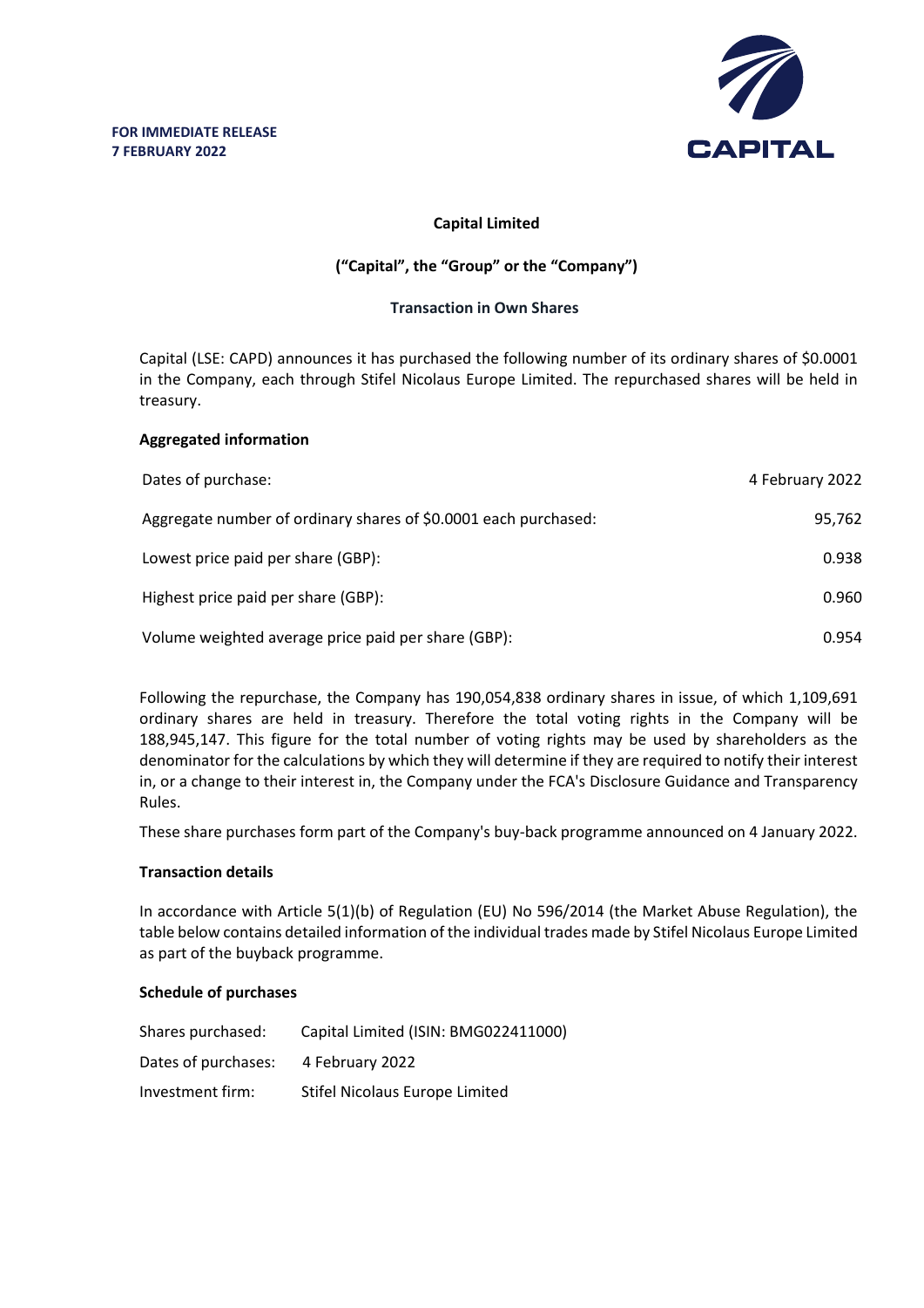**FOR IMMEDIATE RELEASE**
**7 FEBRUARY 2022**

CAPITAL

**Capital Limited**

**("Capital", the "Group" or the "Company")**

**Transaction in Own Shares**

Capital (LSE: CAPD) announces it has purchased the following number of its ordinary shares of $0.0001 in the Company, each through Stifel Nicolaus Europe Limited. The repurchased shares will be held in treasury.

**Aggregated information**

| | |
|---|---|
| Dates of purchase: | 4 February 2022 |
| Aggregate number of ordinary shares of $0.0001 each purchased: | 95,762 |
| Lowest price paid per share (GBP): | 0.938 |
| Highest price paid per share (GBP): | 0.960 |
| Volume weighted average price paid per share (GBP): | 0.954 |

Following the repurchase, the Company has 190,054,838 ordinary shares in issue, of which 1,109,691 ordinary shares are held in treasury. Therefore the total voting rights in the Company will be 188,945,147. This figure for the total number of voting rights may be used by shareholders as the denominator for the calculations by which they will determine if they are required to notify their interest in, or a change to their interest in, the Company under the FCA's Disclosure Guidance and Transparency Rules.

These share purchases form part of the Company's buy-back programme announced on 4 January 2022.

**Transaction details**

In accordance with Article 5(1)(b) of Regulation (EU) No 596/2014 (the Market Abuse Regulation), the table below contains detailed information of the individual trades made by Stifel Nicolaus Europe Limited as part of the buyback programme.

**Schedule of purchases**

| | |
|---|---|
| Shares purchased: | Capital Limited (ISIN: BMG022411000) |
| Dates of purchases: | 4 February 2022 |
| Investment firm: | Stifel Nicolaus Europe Limited |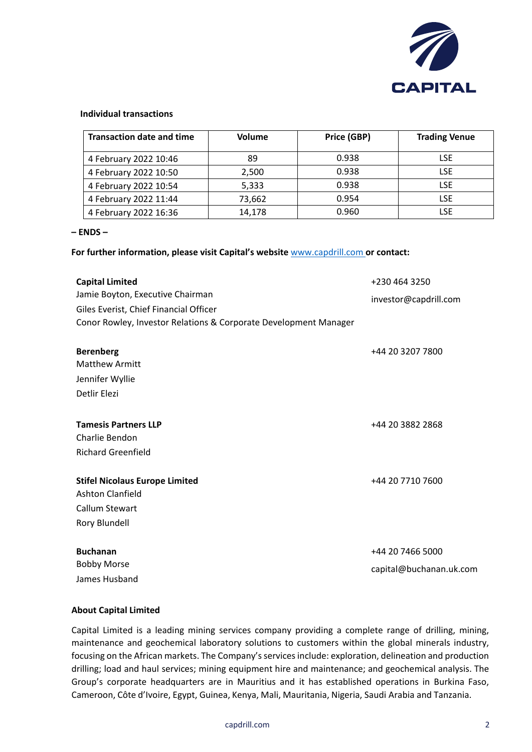**Individual transactions**

| Transaction date and time | Volume | Price (GBP) | Trading Venue |
|---|---|---|---|
| 4 February 2022 10:46 | 89 | 0.938 | LSE |
| 4 February 2022 10:50 | 2,500 | 0.938 | LSE |
| 4 February 2022 10:54 | 5,333 | 0.938 | LSE |
| 4 February 2022 11:44 | 73,662 | 0.954 | LSE |
| 4 February 2022 16:36 | 14,178 | 0.960 | LSE |

**– ENDS –**

**For further information, please visit Capital's website [www.capdrill.com](http://www.capdrill.com) or contact:**

**Capital Limited**
Jamie Boyton, Executive Chairman
Giles Everist, Chief Financial Officer
Conor Rowley, Investor Relations & Corporate Development Manager
+230 464 3250
investor@capdrill.com

**Berenberg**
Matthew Armitt
Jennifer Wyllie
Detlir Elezi
+44 20 3207 7800

**Tamesis Partners LLP**
Charlie Bendon
Richard Greenfield
+44 20 3882 2868

**Stifel Nicolaus Europe Limited**
Ashton Clanfield
Callum Stewart
Rory Blundell
+44 20 7710 7600

**Buchanan**
Bobby Morse
James Husband
+44 20 7466 5000
capital@buchanan.uk.com

**About Capital Limited**

Capital Limited is a leading mining services company providing a complete range of drilling, mining, maintenance and geochemical laboratory solutions to customers within the global minerals industry, focusing on the African markets. The Company's services include: exploration, delineation and production drilling; load and haul services; mining equipment hire and maintenance; and geochemical analysis. The Group's corporate headquarters are in Mauritius and it has established operations in Burkina Faso, Cameroon, Côte d'Ivoire, Egypt, Guinea, Kenya, Mali, Mauritania, Nigeria, Saudi Arabia and Tanzania.